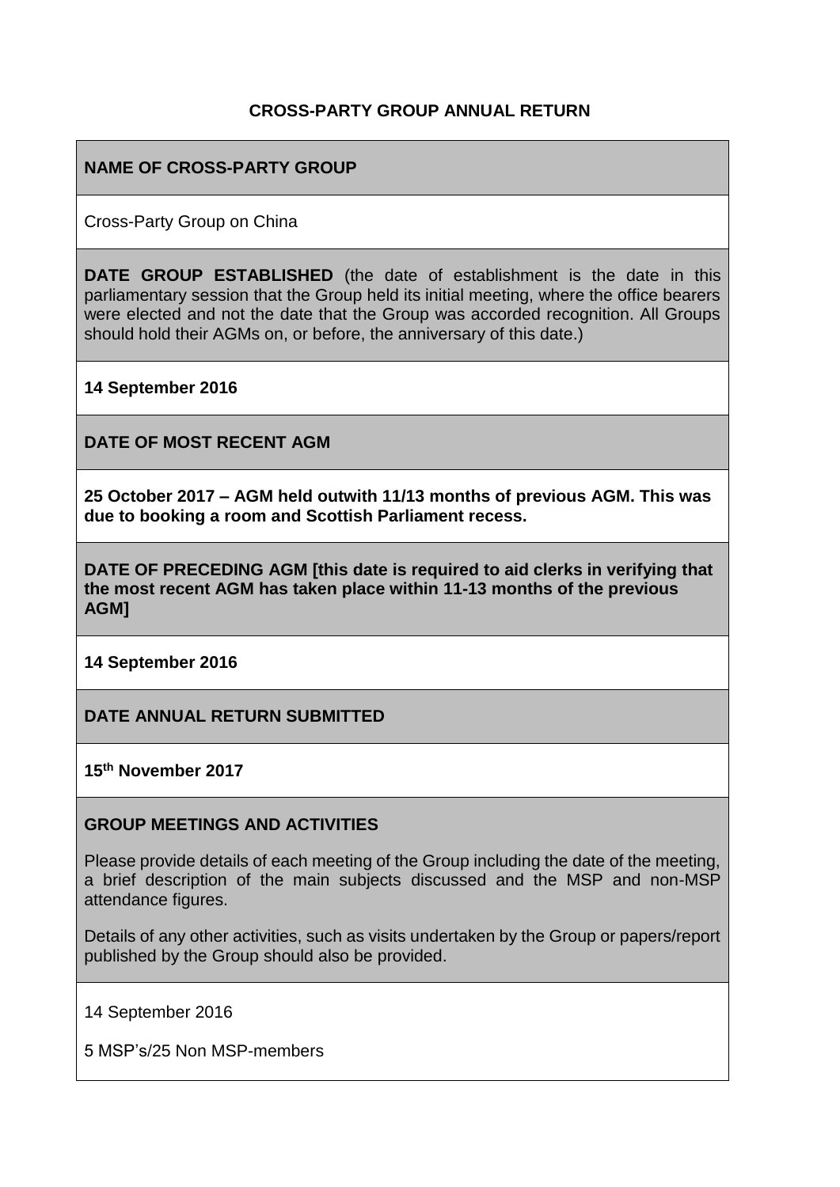# CROSS-PARTY GROUP ANNUAL RETURN

**NAME OF CROSS-PARTY GROUP**

Cross-Party Group on China

**DATE GROUP ESTABLISHED** (the date of establishment is the date in this parliamentary session that the Group held its initial meeting, where the office bearers were elected and not the date that the Group was accorded recognition. All Groups should hold their AGMs on, or before, the anniversary of this date.)

**14 September 2016**

**DATE OF MOST RECENT AGM**

**25 October 2017 – AGM held outwith 11/13 months of previous AGM. This was due to booking a room and Scottish Parliament recess.**

**DATE OF PRECEDING AGM [this date is required to aid clerks in verifying that the most recent AGM has taken place within 11-13 months of the previous AGM]**

**14 September 2016**

**DATE ANNUAL RETURN SUBMITTED**

**15th November 2017**

**GROUP MEETINGS AND ACTIVITIES**

Please provide details of each meeting of the Group including the date of the meeting, a brief description of the main subjects discussed and the MSP and non-MSP attendance figures.

Details of any other activities, such as visits undertaken by the Group or papers/report published by the Group should also be provided.

14 September 2016

5 MSP's/25 Non MSP-members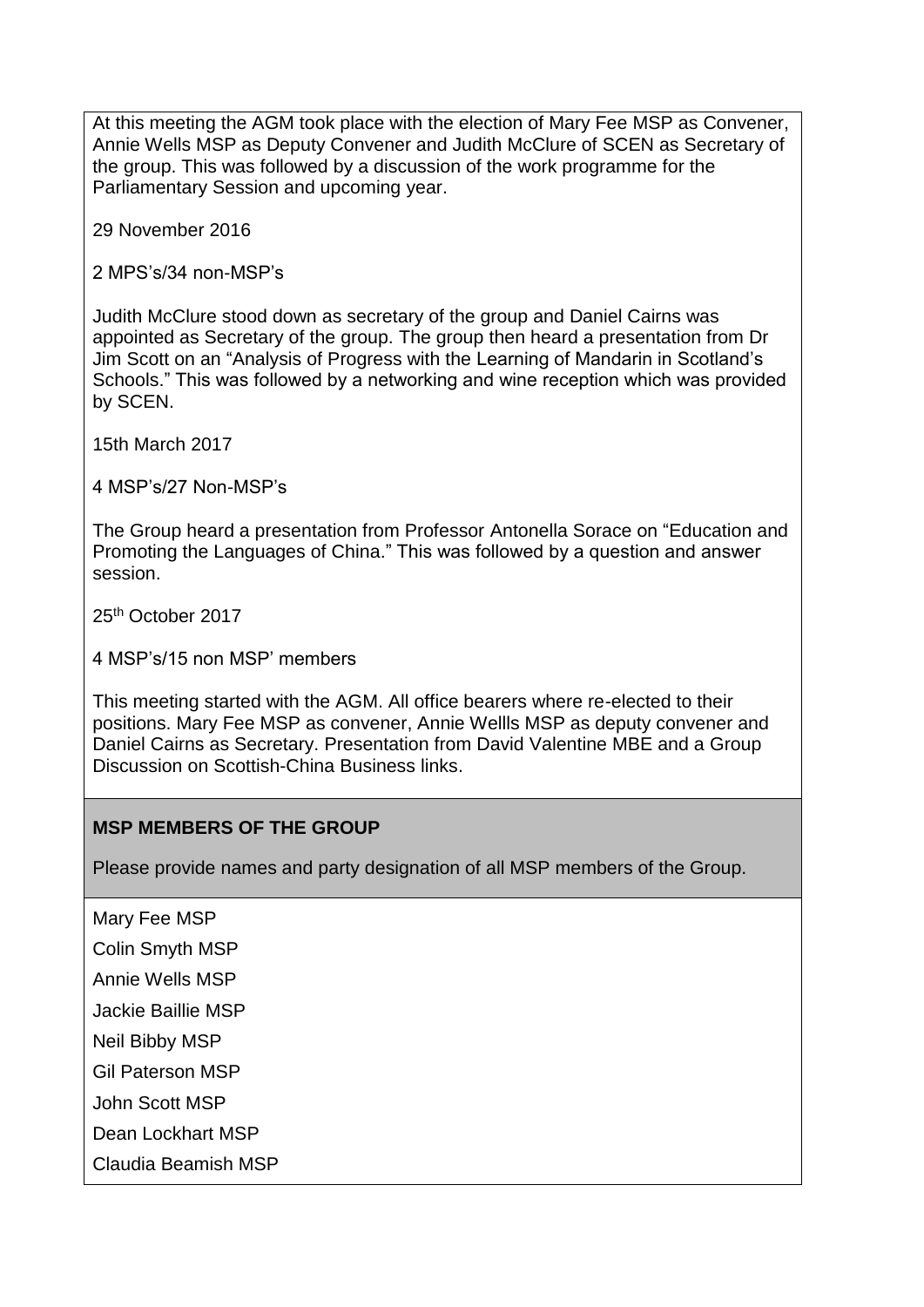At this meeting the AGM took place with the election of Mary Fee MSP as Convener, Annie Wells MSP as Deputy Convener and Judith McClure of SCEN as Secretary of the group. This was followed by a discussion of the work programme for the Parliamentary Session and upcoming year.

29 November 2016

2 MPS's/34 non-MSP's

Judith McClure stood down as secretary of the group and Daniel Cairns was appointed as Secretary of the group. The group then heard a presentation from Dr Jim Scott on an "Analysis of Progress with the Learning of Mandarin in Scotland's Schools." This was followed by a networking and wine reception which was provided by SCEN.

15th March 2017

4 MSP's/27 Non-MSP's

The Group heard a presentation from Professor Antonella Sorace on "Education and Promoting the Languages of China." This was followed by a question and answer session.

25th October 2017

4 MSP's/15 non MSP' members

This meeting started with the AGM. All office bearers where re-elected to their positions. Mary Fee MSP as convener, Annie Wellls MSP as deputy convener and Daniel Cairns as Secretary. Presentation from David Valentine MBE and a Group Discussion on Scottish-China Business links.

**MSP MEMBERS OF THE GROUP**

Please provide names and party designation of all MSP members of the Group.

Mary Fee MSP

Colin Smyth MSP

Annie Wells MSP

Jackie Baillie MSP

Neil Bibby MSP

Gil Paterson MSP

John Scott MSP

Dean Lockhart MSP

Claudia Beamish MSP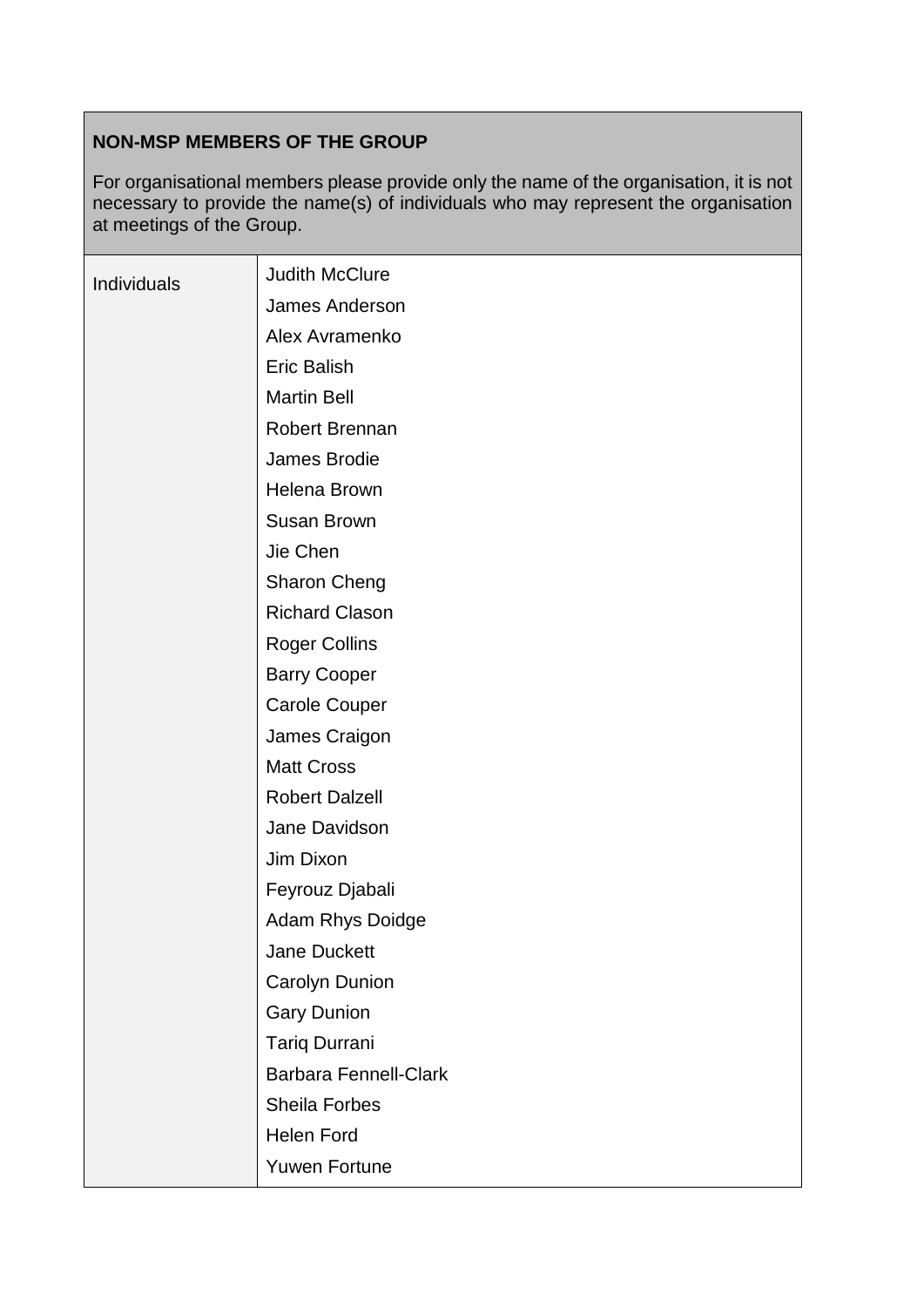| **NON-MSP MEMBERS OF THE GROUP**<br><br>For organisational members please provide only the name of the organisation, it is not necessary to provide the name(s) of individuals who may represent the organisation at meetings of the Group. | |
|---|---|
| Individuals | Judith McClure<br>James Anderson<br>Alex Avramenko<br>Eric Balish<br>Martin Bell<br>Robert Brennan<br>James Brodie<br>Helena Brown<br>Susan Brown<br>Jie Chen<br>Sharon Cheng<br>Richard Clason<br>Roger Collins<br>Barry Cooper<br>Carole Couper<br>James Craigon<br>Matt Cross<br>Robert Dalzell<br>Jane Davidson<br>Jim Dixon<br>Feyrouz Djabali<br>Adam Rhys Doidge<br>Jane Duckett<br>Carolyn Dunion<br>Gary Dunion<br>Tariq Durrani<br>Barbara Fennell-Clark<br>Sheila Forbes<br>Helen Ford<br>Yuwen Fortune |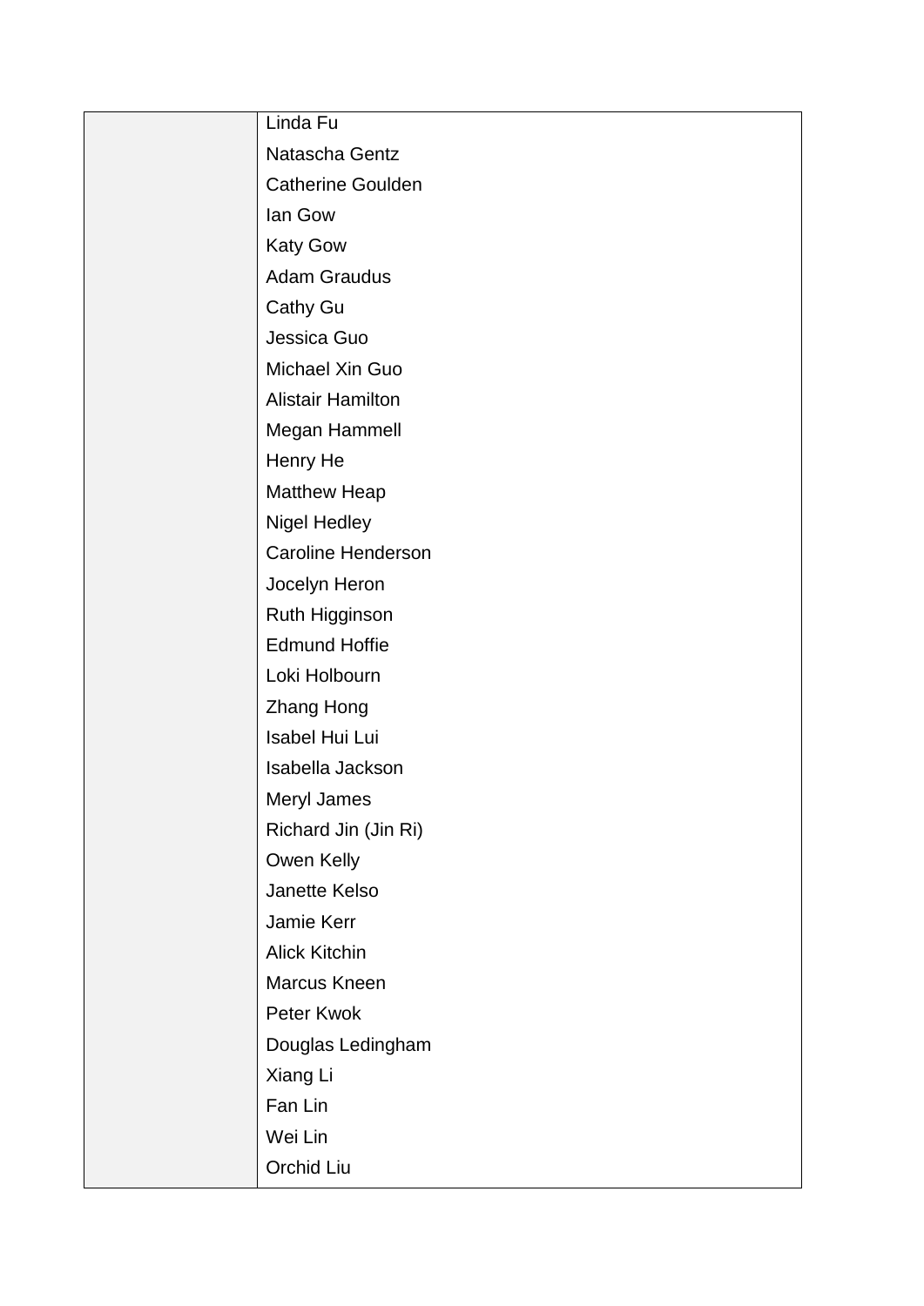|  |  |
|---|---|
|  | Linda Fu<br>Natascha Gentz<br>Catherine Goulden<br>Ian Gow<br>Katy Gow<br>Adam Graudus<br>Cathy Gu<br>Jessica Guo<br>Michael Xin Guo<br>Alistair Hamilton<br>Megan Hammell<br>Henry He<br>Matthew Heap<br>Nigel Hedley<br>Caroline Henderson<br>Jocelyn Heron<br>Ruth Higginson<br>Edmund Hoffie<br>Loki Holbourn<br>Zhang Hong<br>Isabel Hui Lui<br>Isabella Jackson<br>Meryl James<br>Richard Jin (Jin Ri)<br>Owen Kelly<br>Janette Kelso<br>Jamie Kerr<br>Alick Kitchin<br>Marcus Kneen<br>Peter Kwok<br>Douglas Ledingham<br>Xiang Li<br>Fan Lin<br>Wei Lin<br>Orchid Liu |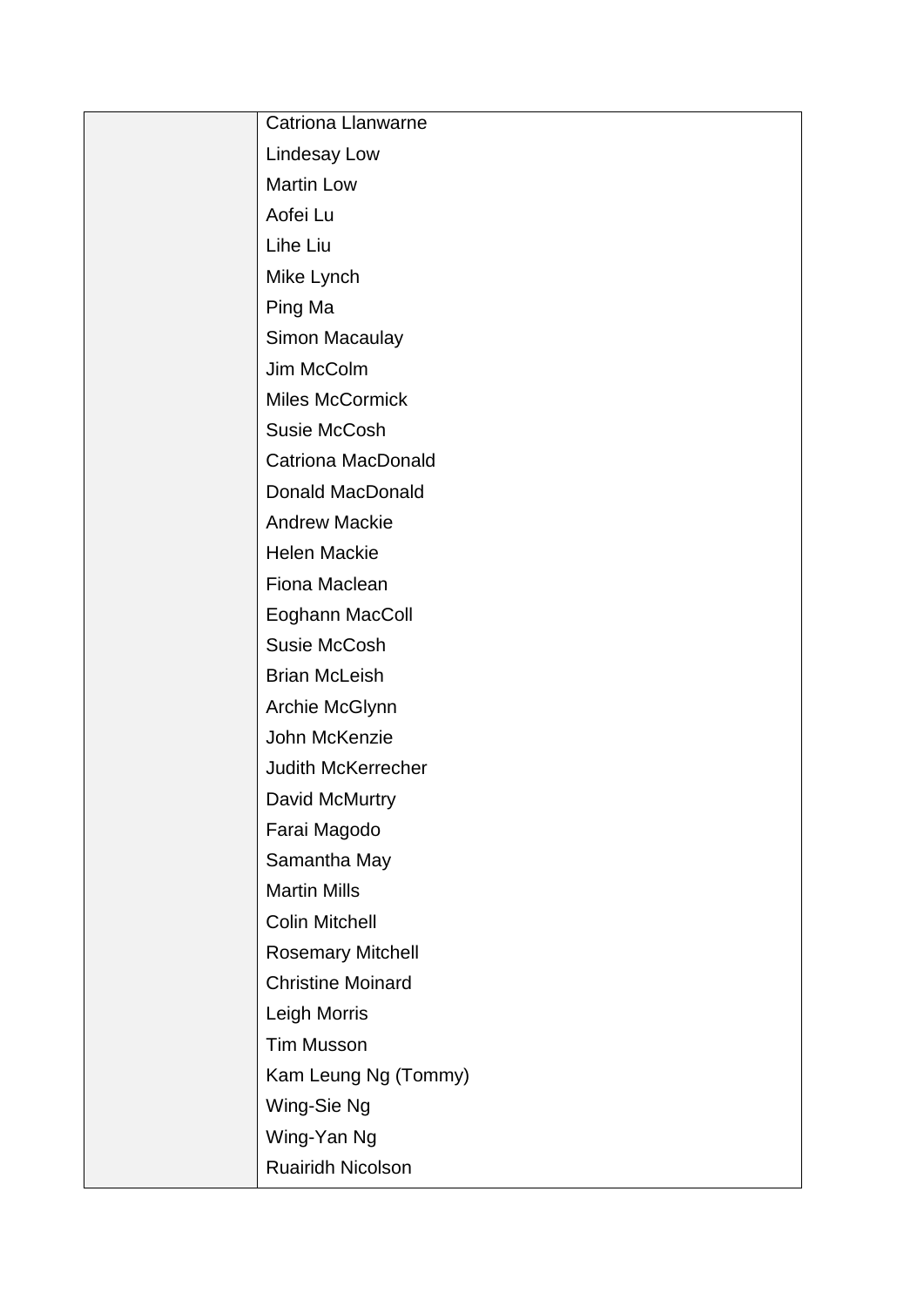| | |
|---|---|
| | Catriona Llanwarne |
| | Lindesay Low |
| | Martin Low |
| | Aofei Lu |
| | Lihe Liu |
| | Mike Lynch |
| | Ping Ma |
| | Simon Macaulay |
| | Jim McColm |
| | Miles McCormick |
| | Susie McCosh |
| | Catriona MacDonald |
| | Donald MacDonald |
| | Andrew Mackie |
| | Helen Mackie |
| | Fiona Maclean |
| | Eoghann MacColl |
| | Susie McCosh |
| | Brian McLeish |
| | Archie McGlynn |
| | John McKenzie |
| | Judith McKerrecher |
| | David McMurtry |
| | Farai Magodo |
| | Samantha May |
| | Martin Mills |
| | Colin Mitchell |
| | Rosemary Mitchell |
| | Christine Moinard |
| | Leigh Morris |
| | Tim Musson |
| | Kam Leung Ng (Tommy) |
| | Wing-Sie Ng |
| | Wing-Yan Ng |
| | Ruairidh Nicolson |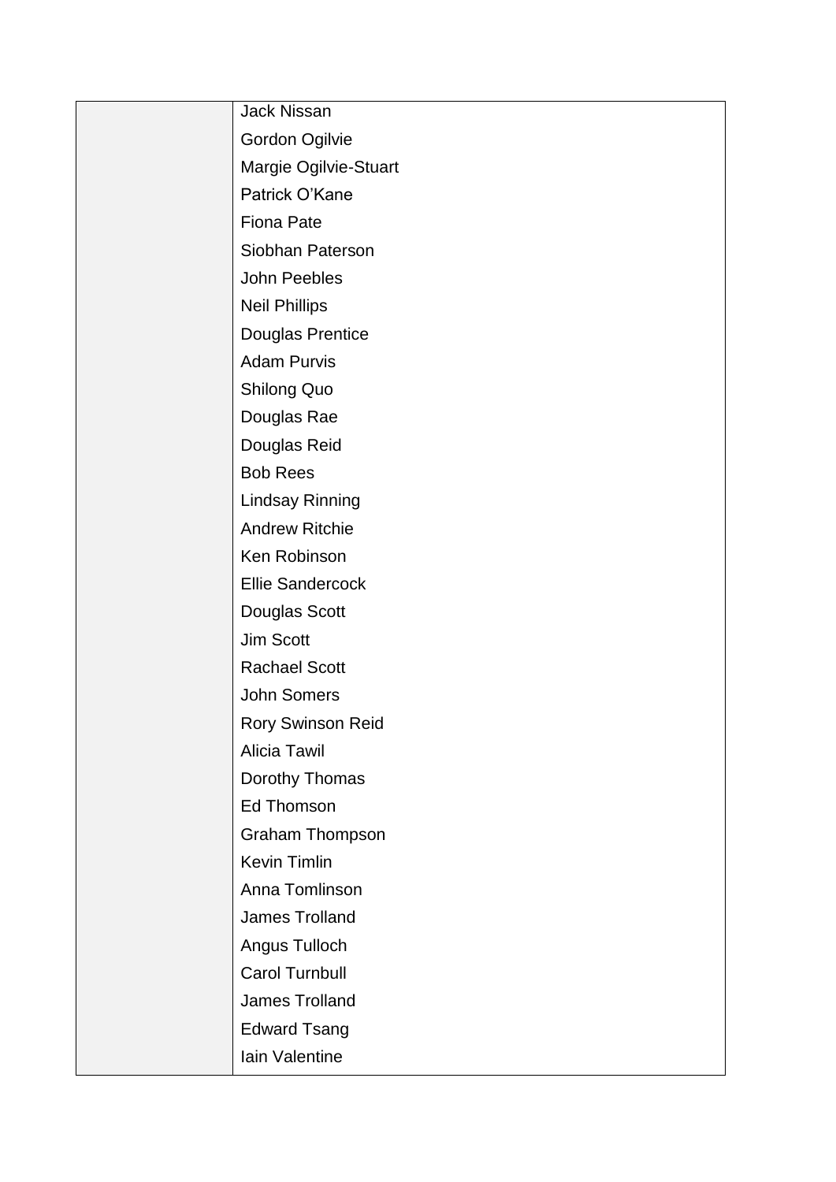| | |
|---|---|
| | Jack Nissan<br>Gordon Ogilvie<br>Margie Ogilvie-Stuart<br>Patrick O'Kane<br>Fiona Pate<br>Siobhan Paterson<br>John Peebles<br>Neil Phillips<br>Douglas Prentice<br>Adam Purvis<br>Shilong Quo<br>Douglas Rae<br>Douglas Reid<br>Bob Rees<br>Lindsay Rinning<br>Andrew Ritchie<br>Ken Robinson<br>Ellie Sandercock<br>Douglas Scott<br>Jim Scott<br>Rachael Scott<br>John Somers<br>Rory Swinson Reid<br>Alicia Tawil<br>Dorothy Thomas<br>Ed Thomson<br>Graham Thompson<br>Kevin Timlin<br>Anna Tomlinson<br>James Trolland<br>Angus Tulloch<br>Carol Turnbull<br>James Trolland<br>Edward Tsang<br>Iain Valentine |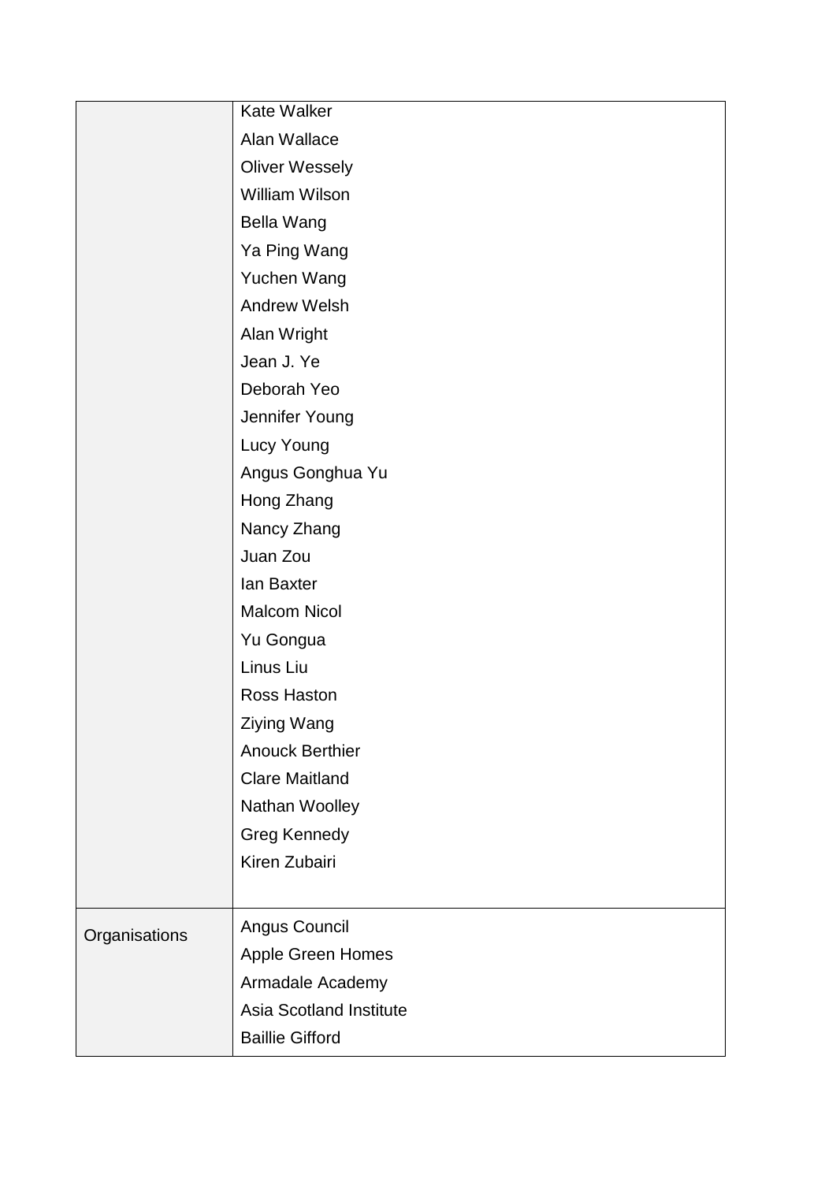| | |
|---|---|
| | Kate Walker<br>Alan Wallace<br>Oliver Wessely<br>William Wilson<br>Bella Wang<br>Ya Ping Wang<br>Yuchen Wang<br>Andrew Welsh<br>Alan Wright<br>Jean J. Ye<br>Deborah Yeo<br>Jennifer Young<br>Lucy Young<br>Angus Gonghua Yu<br>Hong Zhang<br>Nancy Zhang<br>Juan Zou<br>Ian Baxter<br>Malcom Nicol<br>Yu Gongua<br>Linus Liu<br>Ross Haston<br>Ziying Wang<br>Anouck Berthier<br>Clare Maitland<br>Nathan Woolley<br>Greg Kennedy<br>Kiren Zubairi |
| Organisations | Angus Council<br>Apple Green Homes<br>Armadale Academy<br>Asia Scotland Institute<br>Baillie Gifford |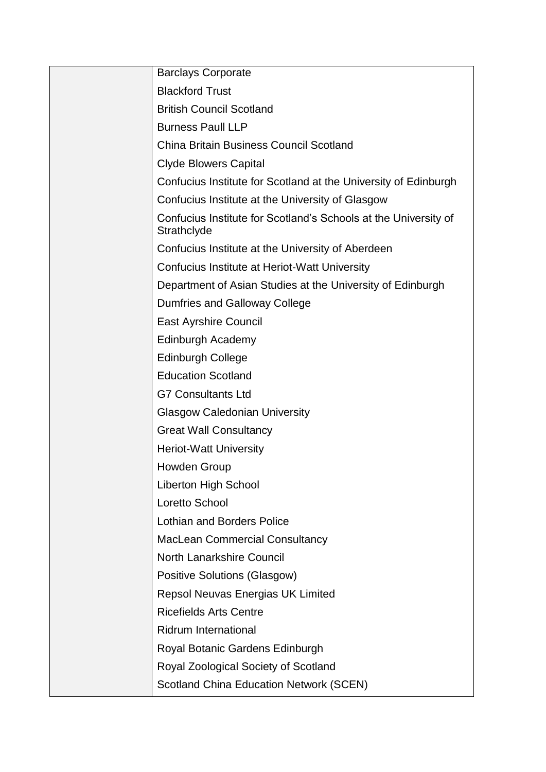| | |
|---|---|
| | Barclays Corporate |
| | Blackford Trust |
| | British Council Scotland |
| | Burness Paull LLP |
| | China Britain Business Council Scotland |
| | Clyde Blowers Capital |
| | Confucius Institute for Scotland at the University of Edinburgh |
| | Confucius Institute at the University of Glasgow |
| | Confucius Institute for Scotland's Schools at the University of Strathclyde |
| | Confucius Institute at the University of Aberdeen |
| | Confucius Institute at Heriot-Watt University |
| | Department of Asian Studies at the University of Edinburgh |
| | Dumfries and Galloway College |
| | East Ayrshire Council |
| | Edinburgh Academy |
| | Edinburgh College |
| | Education Scotland |
| | G7 Consultants Ltd |
| | Glasgow Caledonian University |
| | Great Wall Consultancy |
| | Heriot-Watt University |
| | Howden Group |
| | Liberton High School |
| | Loretto School |
| | Lothian and Borders Police |
| | MacLean Commercial Consultancy |
| | North Lanarkshire Council |
| | Positive Solutions (Glasgow) |
| | Repsol Neuvas Energias UK Limited |
| | Ricefields Arts Centre |
| | Ridrum International |
| | Royal Botanic Gardens Edinburgh |
| | Royal Zoological Society of Scotland |
| | Scotland China Education Network (SCEN) |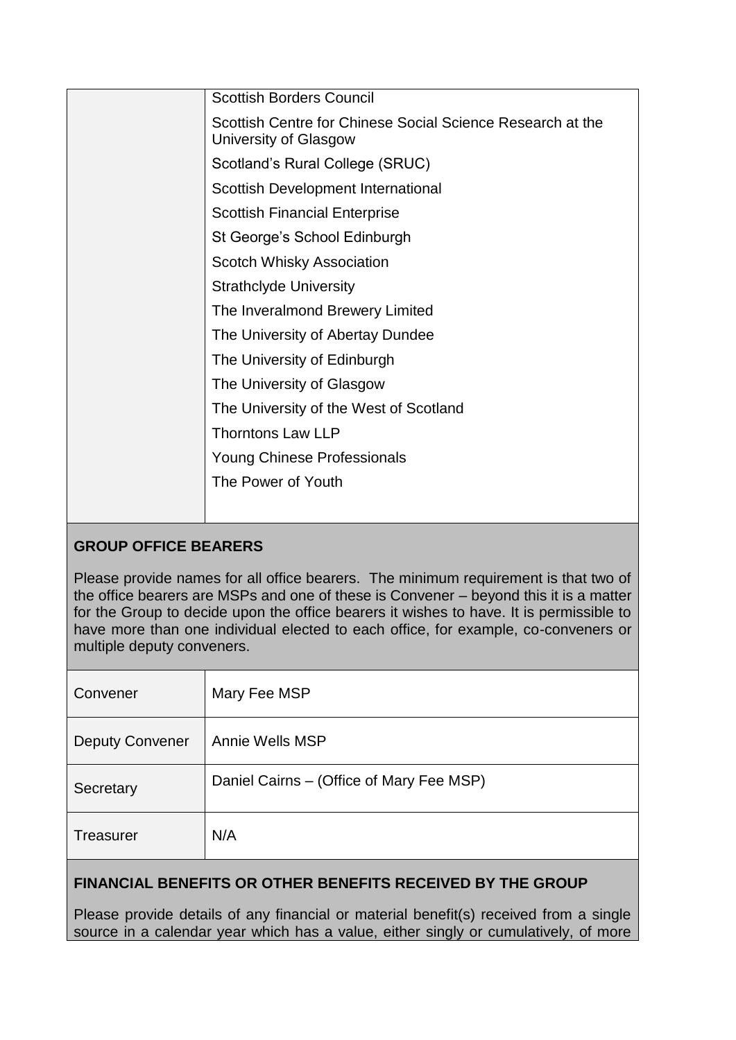| | |
|---|---|
| | Scottish Borders Council<br>Scottish Centre for Chinese Social Science Research at the University of Glasgow<br>Scotland's Rural College (SRUC)<br>Scottish Development International<br>Scottish Financial Enterprise<br>St George's School Edinburgh<br>Scotch Whisky Association<br>Strathclyde University<br>The Inveralmond Brewery Limited<br>The University of Abertay Dundee<br>The University of Edinburgh<br>The University of Glasgow<br>The University of the West of Scotland<br>Thorntons Law LLP<br>Young Chinese Professionals<br>The Power of Youth |

**GROUP OFFICE BEARERS**

Please provide names for all office bearers. The minimum requirement is that two of the office bearers are MSPs and one of these is Convener – beyond this it is a matter for the Group to decide upon the office bearers it wishes to have. It is permissible to have more than one individual elected to each office, for example, co-conveners or multiple deputy conveners.

| | |
|---|---|
| Convener | Mary Fee MSP |
| Deputy Convener | Annie Wells MSP |
| Secretary | Daniel Cairns – (Office of Mary Fee MSP) |
| Treasurer | N/A |

**FINANCIAL BENEFITS OR OTHER BENEFITS RECEIVED BY THE GROUP**

Please provide details of any financial or material benefit(s) received from a single source in a calendar year which has a value, either singly or cumulatively, of more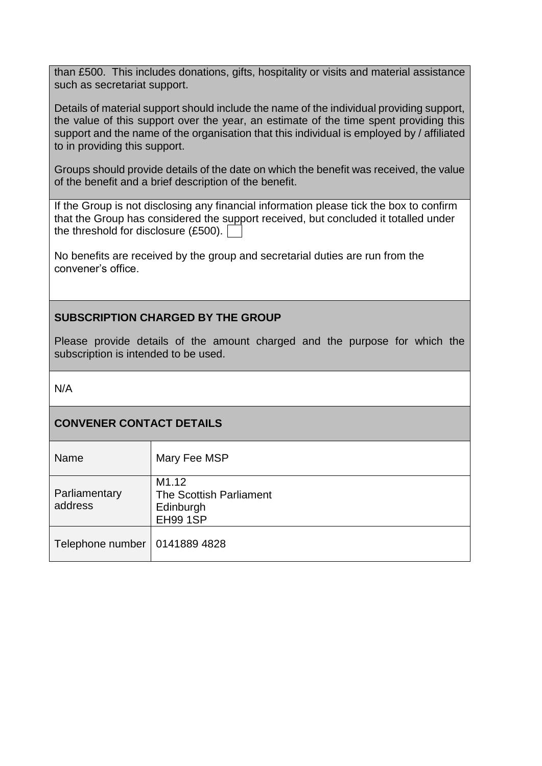than £500. This includes donations, gifts, hospitality or visits and material assistance such as secretariat support.

Details of material support should include the name of the individual providing support, the value of this support over the year, an estimate of the time spent providing this support and the name of the organisation that this individual is employed by / affiliated to in providing this support.

Groups should provide details of the date on which the benefit was received, the value of the benefit and a brief description of the benefit.

If the Group is not disclosing any financial information please tick the box to confirm that the Group has considered the support received, but concluded it totalled under the threshold for disclosure (£500). ☐

No benefits are received by the group and secretarial duties are run from the convener's office.

**SUBSCRIPTION CHARGED BY THE GROUP**

Please provide details of the amount charged and the purpose for which the subscription is intended to be used.

N/A

**CONVENER CONTACT DETAILS**

| | |
|---|---|
| Name | Mary Fee MSP |
| Parliamentary address | M1.12<br>The Scottish Parliament<br>Edinburgh<br>EH99 1SP |
| Telephone number | 0141889 4828 |